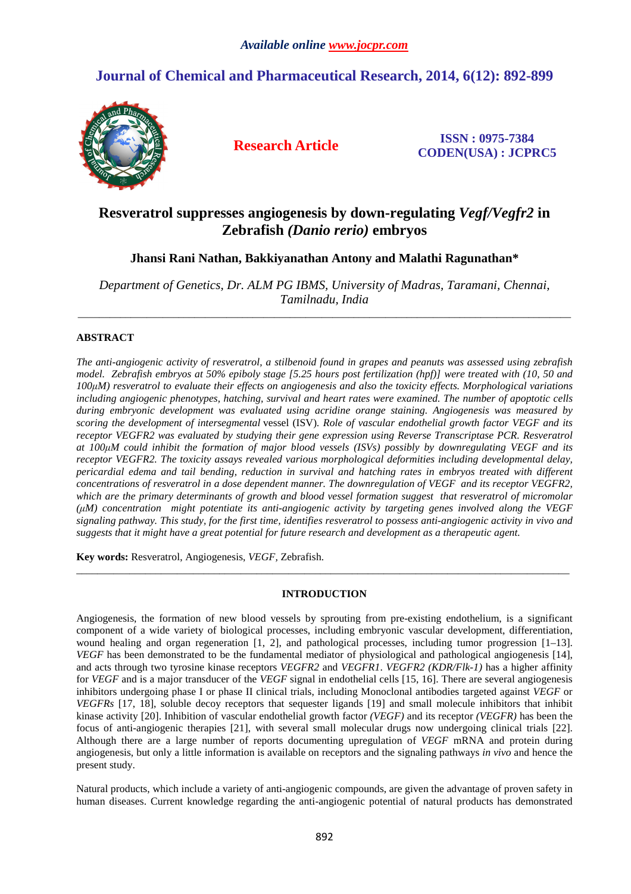*Available online www.jocpr.com*

## Journal of Chemical and Pharmaceutical Research, 2014, 6(12): 892-899

**Research Article**

**ISSN : 0975-7384**
**CODEN(USA) : JCPRC5**

# Resveratrol suppresses angiogenesis by down-regulating *Vegf/Vegfr2* in Zebrafish *(Danio rerio)* embryos

**Jhansi Rani Nathan, Bakkiyanathan Antony and Malathi Ragunathan***

*Department of Genetics, Dr. ALM PG IBMS, University of Madras, Taramani, Chennai, Tamilnadu, India*

---

## ABSTRACT

*The anti-angiogenic activity of resveratrol, a stilbenoid found in grapes and peanuts was assessed using zebrafish model. Zebrafish embryos at 50% epiboly stage [5.25 hours post fertilization (hpf)] were treated with (10, 50 and 100µM) resveratrol to evaluate their effects on angiogenesis and also the toxicity effects. Morphological variations including angiogenic phenotypes, hatching, survival and heart rates were examined. The number of apoptotic cells during embryonic development was evaluated using acridine orange staining. Angiogenesis was measured by scoring the development of intersegmental* vessel (ISV). *Role of vascular endothelial growth factor VEGF and its receptor VEGFR2 was evaluated by studying their gene expression using Reverse Transcriptase PCR. Resveratrol at 100µM could inhibit the formation of major blood vessels (ISVs) possibly by downregulating VEGF and its receptor VEGFR2. The toxicity assays revealed various morphological deformities including developmental delay, pericardial edema and tail bending, reduction in survival and hatching rates in embryos treated with different concentrations of resveratrol in a dose dependent manner. The downregulation of VEGF and its receptor VEGFR2, which are the primary determinants of growth and blood vessel formation suggest that resveratrol of micromolar (µM) concentration might potentiate its anti-angiogenic activity by targeting genes involved along the VEGF signaling pathway. This study, for the first time, identifies resveratrol to possess anti-angiogenic activity in vivo and suggests that it might have a great potential for future research and development as a therapeutic agent.*

**Key words:** Resveratrol, Angiogenesis, *VEGF*, Zebrafish.

---

## INTRODUCTION

Angiogenesis, the formation of new blood vessels by sprouting from pre-existing endothelium, is a significant component of a wide variety of biological processes, including embryonic vascular development, differentiation, wound healing and organ regeneration [1, 2], and pathological processes, including tumor progression [1–13]. *VEGF* has been demonstrated to be the fundamental mediator of physiological and pathological angiogenesis [14], and acts through two tyrosine kinase receptors *VEGFR2* and *VEGFR1*. *VEGFR2 (KDR/Flk-1)* has a higher affinity for *VEGF* and is a major transducer of the *VEGF* signal in endothelial cells [15, 16]. There are several angiogenesis inhibitors undergoing phase I or phase II clinical trials, including Monoclonal antibodies targeted against *VEGF* or *VEGFRs* [17, 18], soluble decoy receptors that sequester ligands [19] and small molecule inhibitors that inhibit kinase activity [20]. Inhibition of vascular endothelial growth factor *(VEGF)* and its receptor *(VEGFR)* has been the focus of anti-angiogenic therapies [21], with several small molecular drugs now undergoing clinical trials [22]. Although there are a large number of reports documenting upregulation of *VEGF* mRNA and protein during angiogenesis, but only a little information is available on receptors and the signaling pathways *in vivo* and hence the present study.

Natural products, which include a variety of anti-angiogenic compounds, are given the advantage of proven safety in human diseases. Current knowledge regarding the anti-angiogenic potential of natural products has demonstrated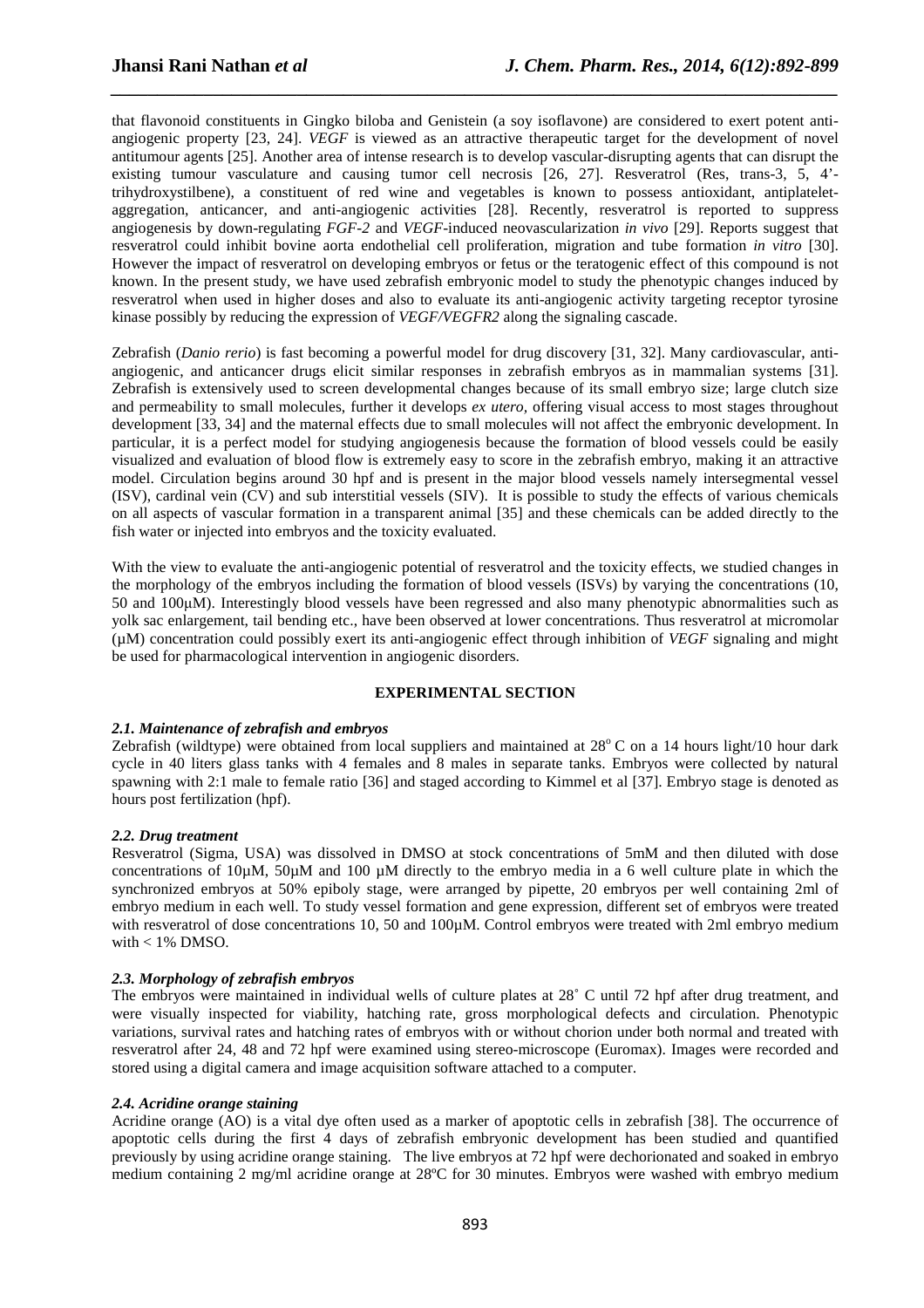that flavonoid constituents in Gingko biloba and Genistein (a soy isoflavone) are considered to exert potent anti-angiogenic property [23, 24]. *VEGF* is viewed as an attractive therapeutic target for the development of novel antitumour agents [25]. Another area of intense research is to develop vascular-disrupting agents that can disrupt the existing tumour vasculature and causing tumor cell necrosis [26, 27]. Resveratrol (Res, trans-3, 5, 4'-trihydroxystilbene), a constituent of red wine and vegetables is known to possess antioxidant, antiplatelet-aggregation, anticancer, and anti-angiogenic activities [28]. Recently, resveratrol is reported to suppress angiogenesis by down-regulating *FGF-2* and *VEGF*-induced neovascularization *in vivo* [29]. Reports suggest that resveratrol could inhibit bovine aorta endothelial cell proliferation, migration and tube formation *in vitro* [30]. However the impact of resveratrol on developing embryos or fetus or the teratogenic effect of this compound is not known. In the present study, we have used zebrafish embryonic model to study the phenotypic changes induced by resveratrol when used in higher doses and also to evaluate its anti-angiogenic activity targeting receptor tyrosine kinase possibly by reducing the expression of *VEGF/VEGFR2* along the signaling cascade.

Zebrafish (*Danio rerio*) is fast becoming a powerful model for drug discovery [31, 32]. Many cardiovascular, anti-angiogenic, and anticancer drugs elicit similar responses in zebrafish embryos as in mammalian systems [31]. Zebrafish is extensively used to screen developmental changes because of its small embryo size; large clutch size and permeability to small molecules, further it develops *ex utero*, offering visual access to most stages throughout development [33, 34] and the maternal effects due to small molecules will not affect the embryonic development. In particular, it is a perfect model for studying angiogenesis because the formation of blood vessels could be easily visualized and evaluation of blood flow is extremely easy to score in the zebrafish embryo, making it an attractive model. Circulation begins around 30 hpf and is present in the major blood vessels namely intersegmental vessel (ISV), cardinal vein (CV) and sub interstitial vessels (SIV). It is possible to study the effects of various chemicals on all aspects of vascular formation in a transparent animal [35] and these chemicals can be added directly to the fish water or injected into embryos and the toxicity evaluated.

With the view to evaluate the anti-angiogenic potential of resveratrol and the toxicity effects, we studied changes in the morphology of the embryos including the formation of blood vessels (ISVs) by varying the concentrations (10, 50 and 100μM). Interestingly blood vessels have been regressed and also many phenotypic abnormalities such as yolk sac enlargement, tail bending etc., have been observed at lower concentrations. Thus resveratrol at micromolar (μM) concentration could possibly exert its anti-angiogenic effect through inhibition of *VEGF* signaling and might be used for pharmacological intervention in angiogenic disorders.

## EXPERIMENTAL SECTION

### *2.1. Maintenance of zebrafish and embryos*

Zebrafish (wildtype) were obtained from local suppliers and maintained at 28$^{o}$ C on a 14 hours light/10 hour dark cycle in 40 liters glass tanks with 4 females and 8 males in separate tanks. Embryos were collected by natural spawning with 2:1 male to female ratio [36] and staged according to Kimmel et al [37]. Embryo stage is denoted as hours post fertilization (hpf).

### *2.2. Drug treatment*

Resveratrol (Sigma, USA) was dissolved in DMSO at stock concentrations of 5mM and then diluted with dose concentrations of 10µM, 50µM and 100 µM directly to the embryo media in a 6 well culture plate in which the synchronized embryos at 50% epiboly stage, were arranged by pipette, 20 embryos per well containing 2ml of embryo medium in each well. To study vessel formation and gene expression, different set of embryos were treated with resveratrol of dose concentrations 10, 50 and 100µM. Control embryos were treated with 2ml embryo medium with < 1% DMSO.

### *2.3. Morphology of zebrafish embryos*

The embryos were maintained in individual wells of culture plates at 28˚ C until 72 hpf after drug treatment, and were visually inspected for viability, hatching rate, gross morphological defects and circulation. Phenotypic variations, survival rates and hatching rates of embryos with or without chorion under both normal and treated with resveratrol after 24, 48 and 72 hpf were examined using stereo-microscope (Euromax). Images were recorded and stored using a digital camera and image acquisition software attached to a computer.

### *2.4. Acridine orange staining*

Acridine orange (AO) is a vital dye often used as a marker of apoptotic cells in zebrafish [38]. The occurrence of apoptotic cells during the first 4 days of zebrafish embryonic development has been studied and quantified previously by using acridine orange staining. The live embryos at 72 hpf were dechorionated and soaked in embryo medium containing 2 mg/ml acridine orange at 28ºC for 30 minutes. Embryos were washed with embryo medium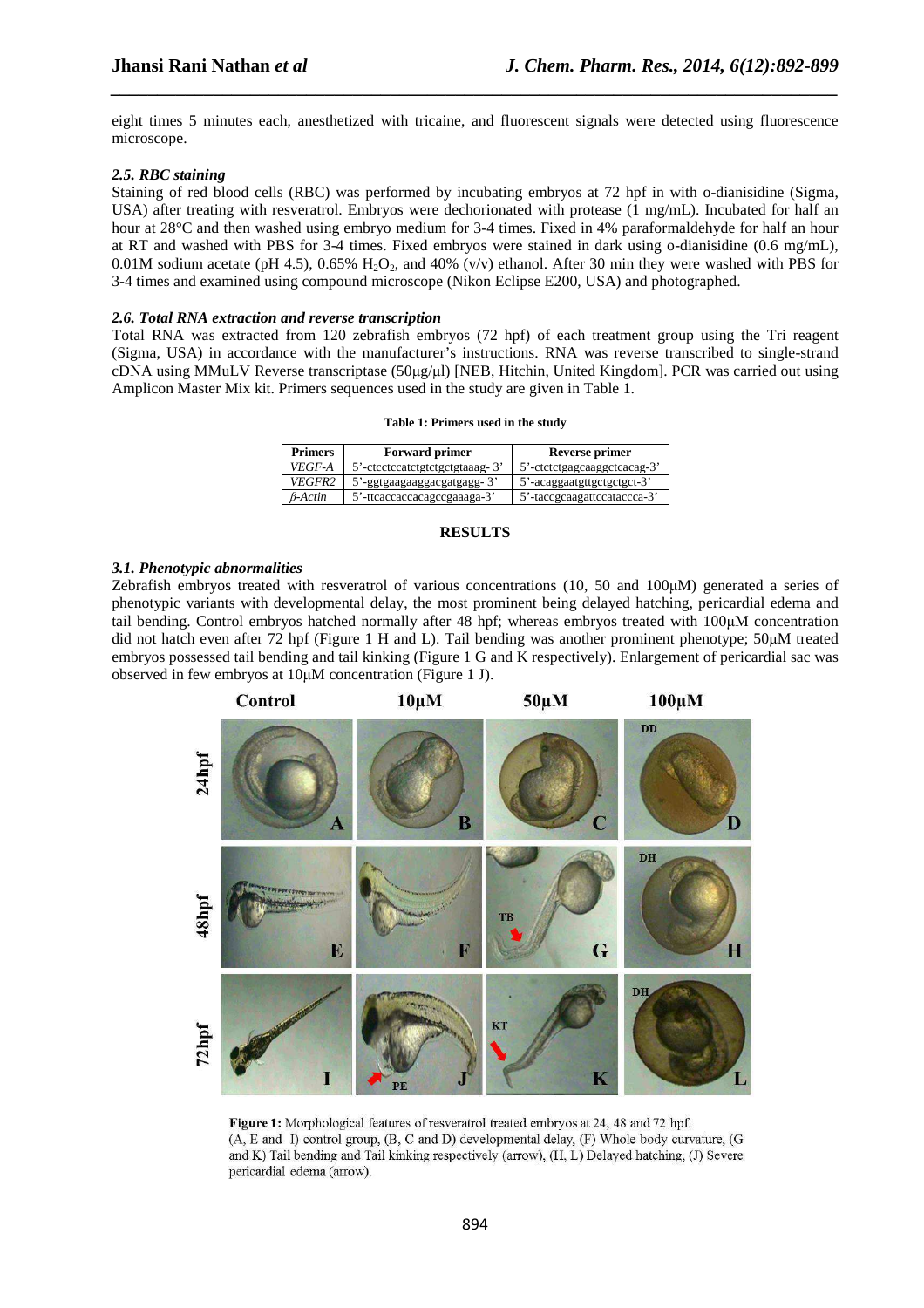eight times 5 minutes each, anesthetized with tricaine, and fluorescent signals were detected using fluorescence microscope.

### *2.5. RBC staining*

Staining of red blood cells (RBC) was performed by incubating embryos at 72 hpf in with o-dianisidine (Sigma, USA) after treating with resveratrol. Embryos were dechorionated with protease (1 mg/mL). Incubated for half an hour at 28°C and then washed using embryo medium for 3-4 times. Fixed in 4% paraformaldehyde for half an hour at RT and washed with PBS for 3-4 times. Fixed embryos were stained in dark using o-dianisidine (0.6 mg/mL), 0.01M sodium acetate (pH 4.5), 0.65% $H_2O_2$, and 40% (v/v) ethanol. After 30 min they were washed with PBS for 3-4 times and examined using compound microscope (Nikon Eclipse E200, USA) and photographed.

### *2.6. Total RNA extraction and reverse transcription*

Total RNA was extracted from 120 zebrafish embryos (72 hpf) of each treatment group using the Tri reagent (Sigma, USA) in accordance with the manufacturer's instructions. RNA was reverse transcribed to single-strand cDNA using MMuLV Reverse transcriptase (50μg/μl) [NEB, Hitchin, United Kingdom]. PCR was carried out using Amplicon Master Mix kit. Primers sequences used in the study are given in Table 1.

**Table 1: Primers used in the study**

| Primers | Forward primer | Reverse primer |
|---|---|---|
| *VEGF-A* | 5'-ctcctccatctgtctgctgtaaag- 3' | 5'-ctctctgagcaaggctcacag-3' |
| *VEGFR2* | 5'-ggtgaagaaggacgatgagg- 3' | 5'-acaggaatgttgctgctgct-3' |
| *β-Actin* | 5'-ttcaccaccacagccgaaaga-3' | 5'-taccgcaagattccatacca-3' |

## RESULTS

### *3.1. Phenotypic abnormalities*

Zebrafish embryos treated with resveratrol of various concentrations (10, 50 and 100μM) generated a series of phenotypic variants with developmental delay, the most prominent being delayed hatching, pericardial edema and tail bending. Control embryos hatched normally after 48 hpf; whereas embryos treated with 100μM concentration did not hatch even after 72 hpf (Figure 1 H and L). Tail bending was another prominent phenotype; 50μM treated embryos possessed tail bending and tail kinking (Figure 1 G and K respectively). Enlargement of pericardial sac was observed in few embryos at 10μM concentration (Figure 1 J).

**Figure 1:** Morphological features of resveratrol treated embryos at 24, 48 and 72 hpf. (A, E and I) control group, (B, C and D) developmental delay, (F) Whole body curvature, (G and K) Tail bending and Tail kinking respectively (arrow), (H, L) Delayed hatching, (J) Severe pericardial edema (arrow).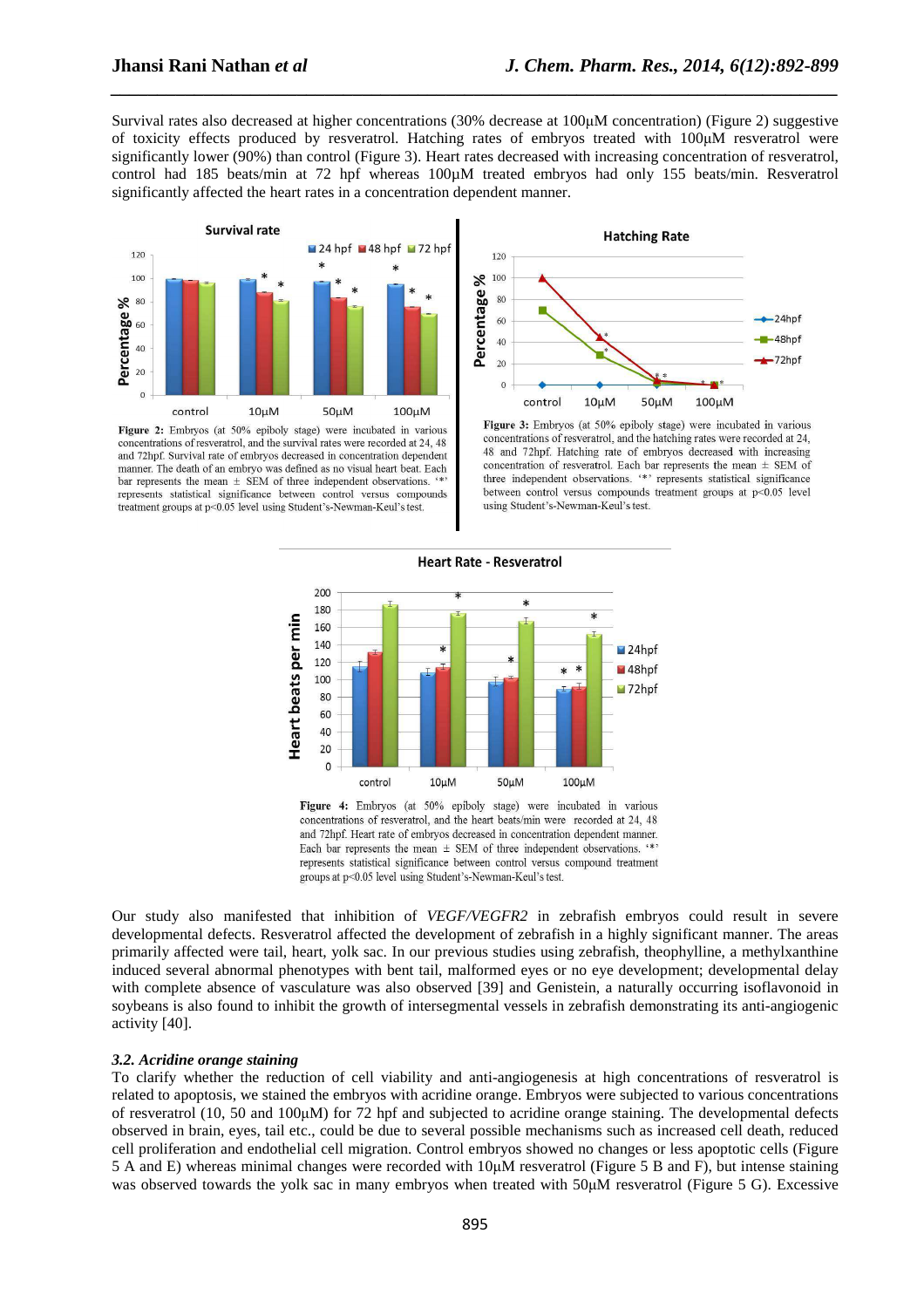Survival rates also decreased at higher concentrations (30% decrease at 100μM concentration) (Figure 2) suggestive of toxicity effects produced by resveratrol. Hatching rates of embryos treated with 100μM resveratrol were significantly lower (90%) than control (Figure 3). Heart rates decreased with increasing concentration of resveratrol, control had 185 beats/min at 72 hpf whereas 100μM treated embryos had only 155 beats/min. Resveratrol significantly affected the heart rates in a concentration dependent manner.

**Figure 2:** Embryos (at 50% epiboly stage) were incubated in various concentrations of resveratrol, and the survival rates were recorded at 24, 48 and 72hpf. Survival rate of embryos decreased in concentration dependent manner. The death of an embryo was defined as no visual heart beat. Each bar represents the mean ± SEM of three independent observations. '*' represents statistical significance between control versus compounds treatment groups at $p<0.05$ level using Student's-Newman-Keul's test.

**Figure 3:** Embryos (at 50% epiboly stage) were incubated in various concentrations of resveratrol, and the hatching rates were recorded at 24, 48 and 72hpf. Hatching rate of embryos decreased with increasing concentration of resveratrol. Each bar represents the mean ± SEM of three independent observations. '*' represents statistical significance between control versus compounds treatment groups at $p<0.05$ level using Student's-Newman-Keul's test.

**Figure 4:** Embryos (at 50% epiboly stage) were incubated in various concentrations of resveratrol, and the heart beats/min were recorded at 24, 48 and 72hpf. Heart rate of embryos decreased in concentration dependent manner. Each bar represents the mean ± SEM of three independent observations. '*' represents statistical significance between control versus compound treatment groups at $p<0.05$ level using Student's-Newman-Keul's test.

Our study also manifested that inhibition of *VEGF/VEGFR2* in zebrafish embryos could result in severe developmental defects. Resveratrol affected the development of zebrafish in a highly significant manner. The areas primarily affected were tail, heart, yolk sac. In our previous studies using zebrafish, theophylline, a methylxanthine induced several abnormal phenotypes with bent tail, malformed eyes or no eye development; developmental delay with complete absence of vasculature was also observed [39] and Genistein, a naturally occurring isoflavonoid in soybeans is also found to inhibit the growth of intersegmental vessels in zebrafish demonstrating its anti-angiogenic activity [40].

### *3.2. Acridine orange staining*

To clarify whether the reduction of cell viability and anti-angiogenesis at high concentrations of resveratrol is related to apoptosis, we stained the embryos with acridine orange. Embryos were subjected to various concentrations of resveratrol (10, 50 and 100μM) for 72 hpf and subjected to acridine orange staining. The developmental defects observed in brain, eyes, tail etc., could be due to several possible mechanisms such as increased cell death, reduced cell proliferation and endothelial cell migration. Control embryos showed no changes or less apoptotic cells (Figure 5 A and E) whereas minimal changes were recorded with 10μM resveratrol (Figure 5 B and F), but intense staining was observed towards the yolk sac in many embryos when treated with 50μM resveratrol (Figure 5 G). Excessive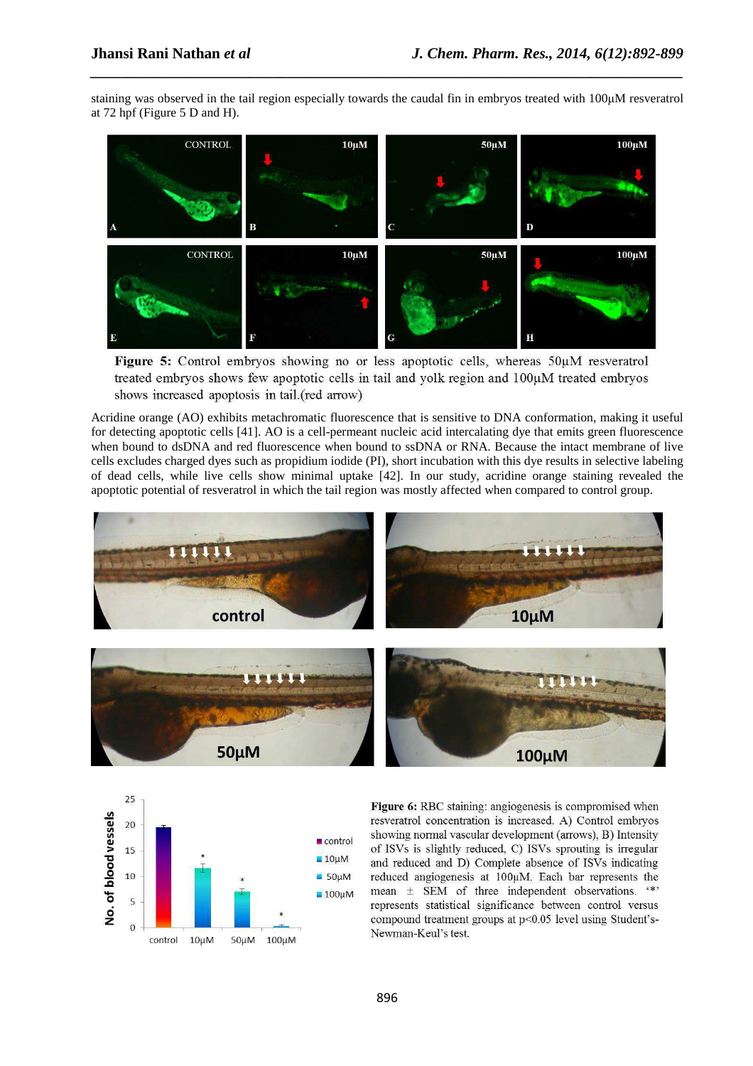staining was observed in the tail region especially towards the caudal fin in embryos treated with 100µM resveratrol at 72 hpf (Figure 5 D and H).

**Figure 5:** Control embryos showing no or less apoptotic cells, whereas 50µM resveratrol treated embryos shows few apoptotic cells in tail and yolk region and 100µM treated embryos shows increased apoptosis in tail.(red arrow)

Acridine orange (AO) exhibits metachromatic fluorescence that is sensitive to DNA conformation, making it useful for detecting apoptotic cells [41]. AO is a cell-permeant nucleic acid intercalating dye that emits green fluorescence when bound to dsDNA and red fluorescence when bound to ssDNA or RNA. Because the intact membrane of live cells excludes charged dyes such as propidium iodide (PI), short incubation with this dye results in selective labeling of dead cells, while live cells show minimal uptake [42]. In our study, acridine orange staining revealed the apoptotic potential of resveratrol in which the tail region was mostly affected when compared to control group.

**Figure 6:** RBC staining: angiogenesis is compromised when resveratrol concentration is increased. A) Control embryos showing normal vascular development (arrows), B) Intensity of ISVs is slightly reduced, C) ISVs sprouting is irregular and reduced and D) Complete absence of ISVs indicating reduced angiogenesis at 100µM. Each bar represents the mean ± SEM of three independent observations. '*' represents statistical significance between control versus compound treatment groups at $p<0.05$ level using Student's-Newman-Keul's test.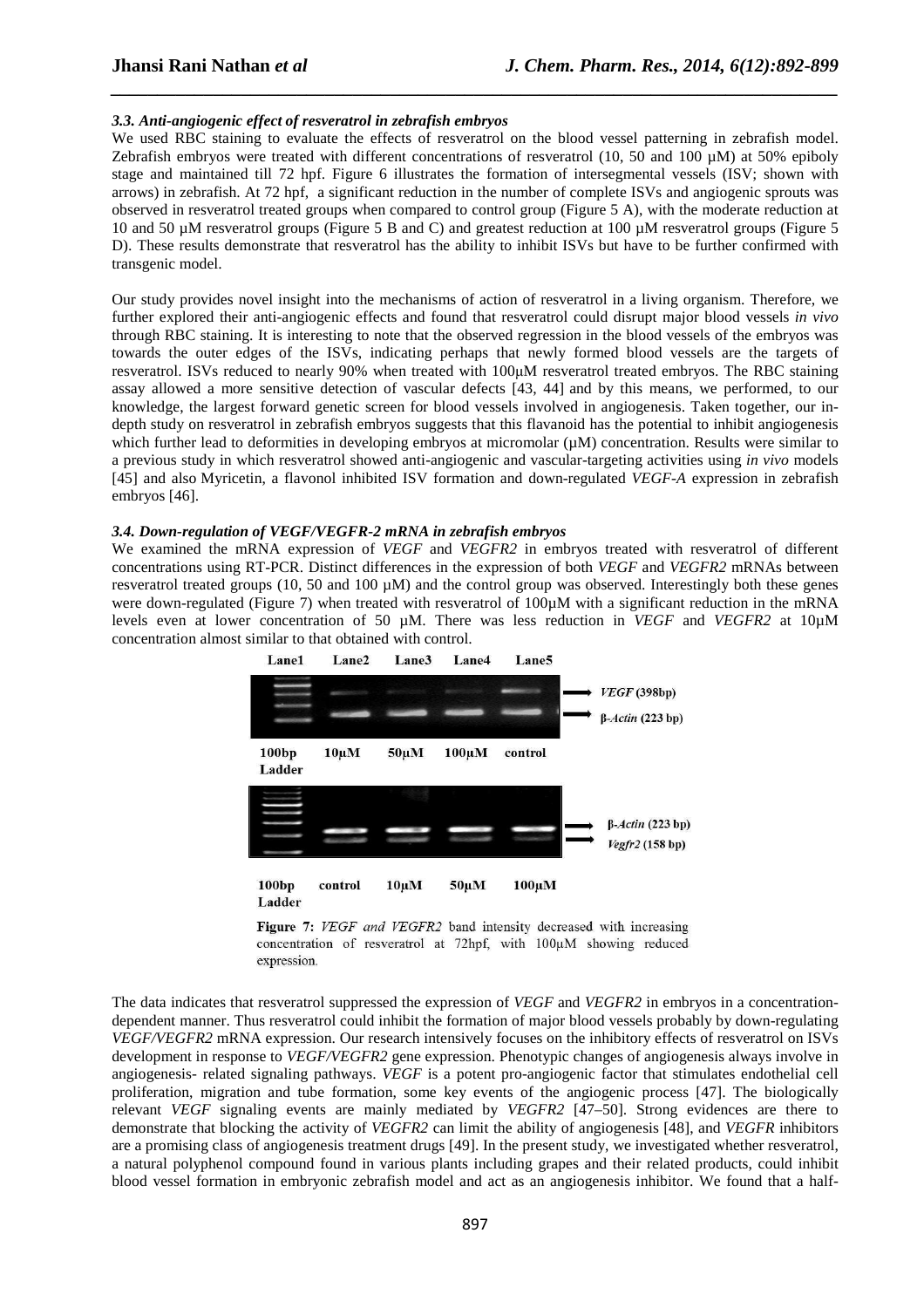### *3.3. Anti-angiogenic effect of resveratrol in zebrafish embryos*

We used RBC staining to evaluate the effects of resveratrol on the blood vessel patterning in zebrafish model. Zebrafish embryos were treated with different concentrations of resveratrol (10, 50 and 100 µM) at 50% epiboly stage and maintained till 72 hpf. Figure 6 illustrates the formation of intersegmental vessels (ISV; shown with arrows) in zebrafish. At 72 hpf, a significant reduction in the number of complete ISVs and angiogenic sprouts was observed in resveratrol treated groups when compared to control group (Figure 5 A), with the moderate reduction at 10 and 50 µM resveratrol groups (Figure 5 B and C) and greatest reduction at 100 µM resveratrol groups (Figure 5 D). These results demonstrate that resveratrol has the ability to inhibit ISVs but have to be further confirmed with transgenic model.

Our study provides novel insight into the mechanisms of action of resveratrol in a living organism. Therefore, we further explored their anti-angiogenic effects and found that resveratrol could disrupt major blood vessels *in vivo* through RBC staining. It is interesting to note that the observed regression in the blood vessels of the embryos was towards the outer edges of the ISVs, indicating perhaps that newly formed blood vessels are the targets of resveratrol. ISVs reduced to nearly 90% when treated with 100µM resveratrol treated embryos. The RBC staining assay allowed a more sensitive detection of vascular defects [43, 44] and by this means, we performed, to our knowledge, the largest forward genetic screen for blood vessels involved in angiogenesis. Taken together, our in-depth study on resveratrol in zebrafish embryos suggests that this flavanoid has the potential to inhibit angiogenesis which further lead to deformities in developing embryos at micromolar (µM) concentration. Results were similar to a previous study in which resveratrol showed anti-angiogenic and vascular-targeting activities using *in vivo* models [45] and also Myricetin, a flavonol inhibited ISV formation and down-regulated *VEGF-A* expression in zebrafish embryos [46].

### *3.4. Down-regulation of VEGF/VEGFR-2 mRNA in zebrafish embryos*

We examined the mRNA expression of *VEGF* and *VEGFR2* in embryos treated with resveratrol of different concentrations using RT-PCR. Distinct differences in the expression of both *VEGF* and *VEGFR2* mRNAs between resveratrol treated groups (10, 50 and 100 µM) and the control group was observed. Interestingly both these genes were down-regulated (Figure 7) when treated with resveratrol of 100µM with a significant reduction in the mRNA levels even at lower concentration of 50 µM. There was less reduction in *VEGF* and *VEGFR2* at 10µM concentration almost similar to that obtained with control.

Lane1 Lane2 Lane3 Lane4 Lane5

*VEGF* (398bp)
β-*Actin* (223 bp)

100bp Ladder 10µM 50µM 100µM control

β-*Actin* (223 bp)
*Vegfr2* (158 bp)

100bp Ladder control 10µM 50µM 100µM

**Figure 7:** *VEGF and VEGFR2* band intensity decreased with increasing concentration of resveratrol at 72hpf, with 100µM showing reduced expression.

The data indicates that resveratrol suppressed the expression of *VEGF* and *VEGFR2* in embryos in a concentration-dependent manner. Thus resveratrol could inhibit the formation of major blood vessels probably by down-regulating *VEGF/VEGFR2* mRNA expression. Our research intensively focuses on the inhibitory effects of resveratrol on ISVs development in response to *VEGF/VEGFR2* gene expression. Phenotypic changes of angiogenesis always involve in angiogenesis- related signaling pathways. *VEGF* is a potent pro-angiogenic factor that stimulates endothelial cell proliferation, migration and tube formation, some key events of the angiogenic process [47]. The biologically relevant *VEGF* signaling events are mainly mediated by *VEGFR2* [47–50]. Strong evidences are there to demonstrate that blocking the activity of *VEGFR2* can limit the ability of angiogenesis [48], and *VEGFR* inhibitors are a promising class of angiogenesis treatment drugs [49]. In the present study, we investigated whether resveratrol, a natural polyphenol compound found in various plants including grapes and their related products, could inhibit blood vessel formation in embryonic zebrafish model and act as an angiogenesis inhibitor. We found that a half-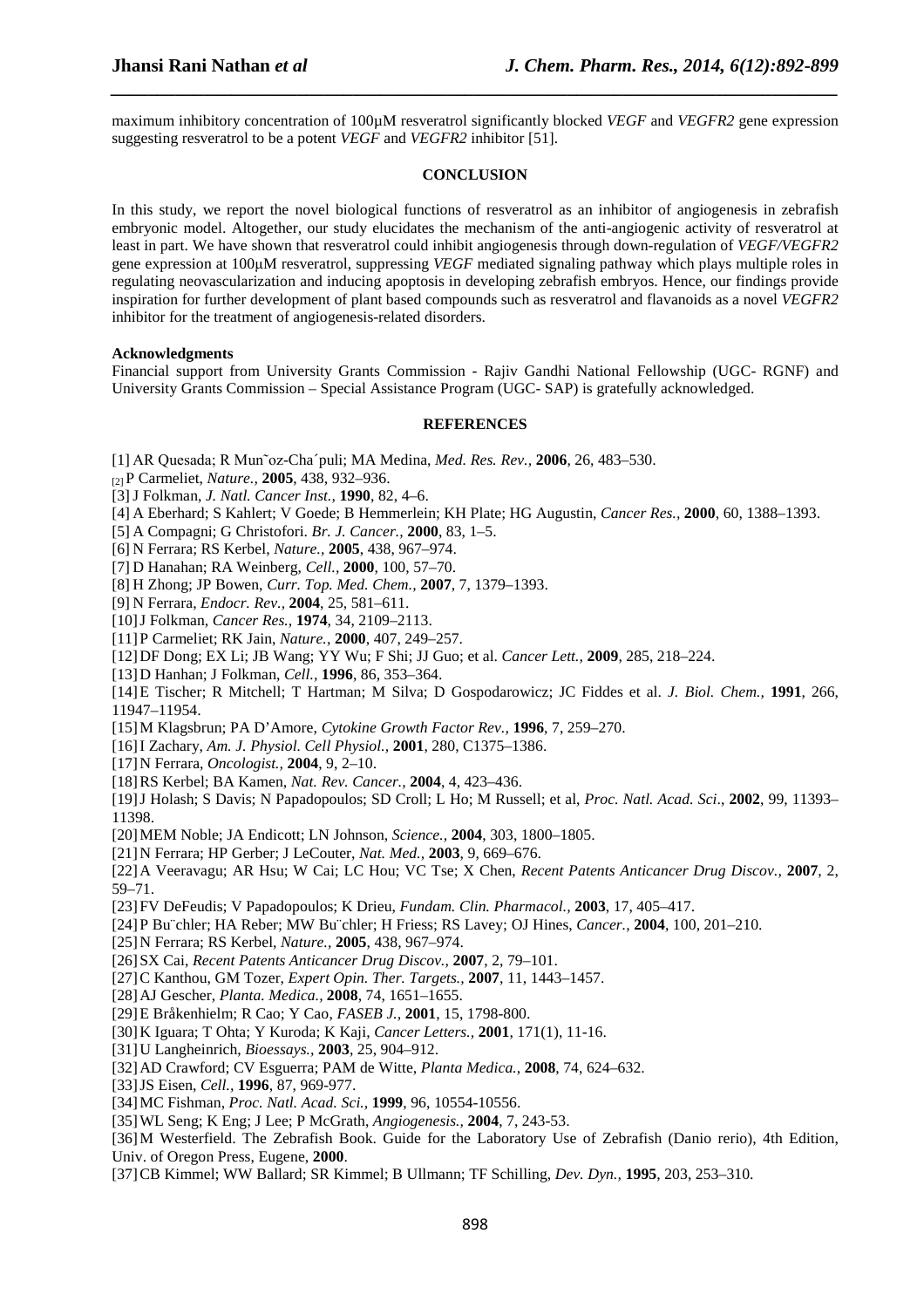maximum inhibitory concentration of 100μM resveratrol significantly blocked *VEGF* and *VEGFR2* gene expression suggesting resveratrol to be a potent *VEGF* and *VEGFR2* inhibitor [51].

## CONCLUSION

In this study, we report the novel biological functions of resveratrol as an inhibitor of angiogenesis in zebrafish embryonic model. Altogether, our study elucidates the mechanism of the anti-angiogenic activity of resveratrol at least in part. We have shown that resveratrol could inhibit angiogenesis through down-regulation of *VEGF/VEGFR2* gene expression at 100μM resveratrol, suppressing *VEGF* mediated signaling pathway which plays multiple roles in regulating neovascularization and inducing apoptosis in developing zebrafish embryos. Hence, our findings provide inspiration for further development of plant based compounds such as resveratrol and flavanoids as a novel *VEGFR2* inhibitor for the treatment of angiogenesis-related disorders.

### Acknowledgments

Financial support from University Grants Commission - Rajiv Gandhi National Fellowship (UGC- RGNF) and University Grants Commission – Special Assistance Program (UGC- SAP) is gratefully acknowledged.

## REFERENCES

[1] AR Quesada; R Mun˜oz-Cha´puli; MA Medina, *Med. Res. Rev.,* **2006**, 26, 483–530.

[2] P Carmeliet, *Nature.,* **2005**, 438, 932–936.

[3] J Folkman, *J. Natl. Cancer Inst.,* **1990**, 82, 4–6.

[4] A Eberhard; S Kahlert; V Goede; B Hemmerlein; KH Plate; HG Augustin, *Cancer Res.,* **2000**, 60, 1388–1393.

[5] A Compagni; G Christofori. *Br. J. Cancer.,* **2000**, 83, 1–5.

[6] N Ferrara; RS Kerbel, *Nature.,* **2005**, 438, 967–974.

[7] D Hanahan; RA Weinberg, *Cell.,* **2000**, 100, 57–70.

[8] H Zhong; JP Bowen, *Curr. Top. Med. Chem.,* **2007**, 7, 1379–1393.

[9] N Ferrara, *Endocr. Rev.,* **2004**, 25, 581–611.

[10] J Folkman, *Cancer Res.,* **1974**, 34, 2109–2113.

[11] P Carmeliet; RK Jain, *Nature.,* **2000**, 407, 249–257.

[12] DF Dong; EX Li; JB Wang; YY Wu; F Shi; JJ Guo; et al. *Cancer Lett.,* **2009**, 285, 218–224.

[13] D Hanhan; J Folkman, *Cell.,* **1996**, 86, 353–364.

[14] E Tischer; R Mitchell; T Hartman; M Silva; D Gospodarowicz; JC Fiddes et al. *J. Biol. Chem.,* **1991**, 266, 11947–11954.

[15] M Klagsbrun; PA D'Amore, *Cytokine Growth Factor Rev.,* **1996**, 7, 259–270.

[16] I Zachary, *Am. J. Physiol. Cell Physiol.,* **2001**, 280, C1375–1386.

[17] N Ferrara, *Oncologist.,* **2004**, 9, 2–10.

[18] RS Kerbel; BA Kamen, *Nat. Rev. Cancer.,* **2004**, 4, 423–436.

[19] J Holash; S Davis; N Papadopoulos; SD Croll; L Ho; M Russell; et al, *Proc. Natl. Acad. Sci*., **2002**, 99, 11393–11398.

[20] MEM Noble; JA Endicott; LN Johnson, *Science.,* **2004**, 303, 1800–1805.

[21] N Ferrara; HP Gerber; J LeCouter, *Nat. Med.,* **2003**, 9, 669–676.

[22] A Veeravagu; AR Hsu; W Cai; LC Hou; VC Tse; X Chen, *Recent Patents Anticancer Drug Discov.,* **2007**, 2, 59–71.

[23] FV DeFeudis; V Papadopoulos; K Drieu, *Fundam. Clin. Pharmacol.,* **2003**, 17, 405–417.

[24] P Bu¨chler; HA Reber; MW Bu¨chler; H Friess; RS Lavey; OJ Hines, *Cancer.,* **2004**, 100, 201–210.

[25] N Ferrara; RS Kerbel, *Nature.,* **2005**, 438, 967–974.

[26] SX Cai, *Recent Patents Anticancer Drug Discov.,* **2007**, 2, 79–101.

[27] C Kanthou, GM Tozer, *Expert Opin. Ther. Targets.,* **2007**, 11, 1443–1457.

[28] AJ Gescher, *Planta. Medica.,* **2008**, 74, 1651–1655.

[29] E Bråkenhielm; R Cao; Y Cao, *FASEB J.,* **2001**, 15, 1798-800.

[30] K Iguara; T Ohta; Y Kuroda; K Kaji, *Cancer Letters.,* **2001**, 171(1), 11-16.

[31] U Langheinrich, *Bioessays.,* **2003**, 25, 904–912.

[32] AD Crawford; CV Esguerra; PAM de Witte, *Planta Medica.,* **2008**, 74, 624–632.

[33] JS Eisen, *Cell.,* **1996**, 87, 969-977.

[34] MC Fishman, *Proc. Natl. Acad. Sci.,* **1999**, 96, 10554-10556.

[35] WL Seng; K Eng; J Lee; P McGrath, *Angiogenesis.,* **2004**, 7, 243-53.

[36] M Westerfield. The Zebrafish Book. Guide for the Laboratory Use of Zebrafish (Danio rerio), 4th Edition, Univ. of Oregon Press, Eugene, **2000**.

[37] CB Kimmel; WW Ballard; SR Kimmel; B Ullmann; TF Schilling, *Dev. Dyn.,* **1995**, 203, 253–310.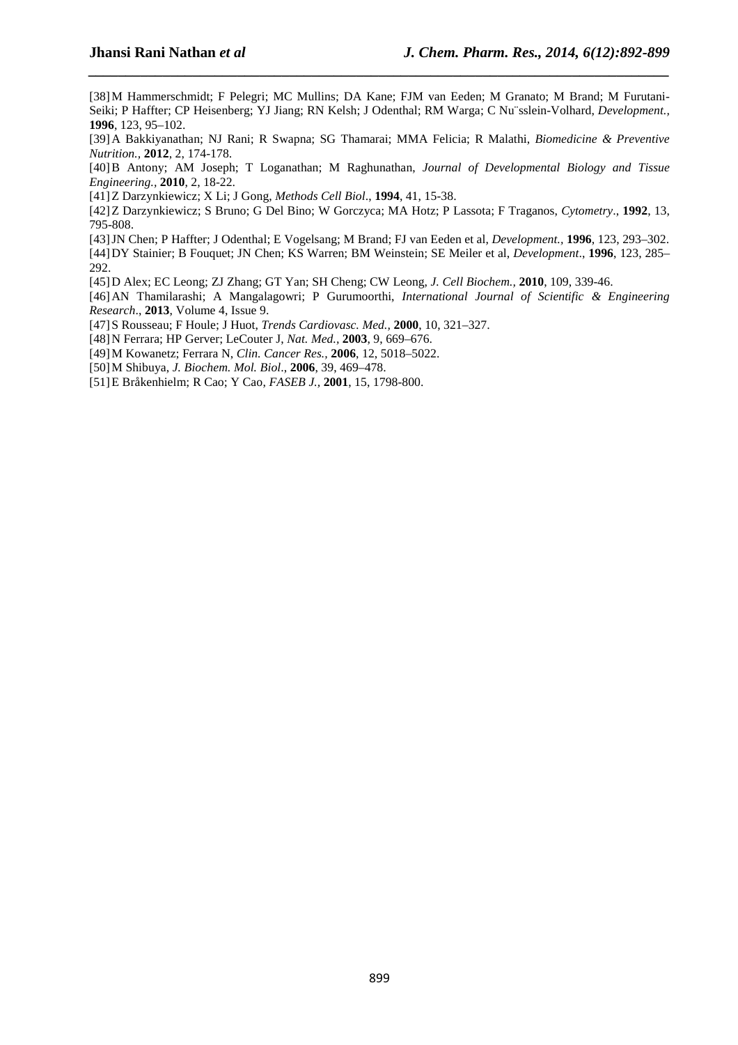[38] M Hammerschmidt; F Pelegri; MC Mullins; DA Kane; FJM van Eeden; M Granato; M Brand; M Furutani-Seiki; P Haffter; CP Heisenberg; YJ Jiang; RN Kelsh; J Odenthal; RM Warga; C Nu¨sslein-Volhard, *Development.*, **1996**, 123, 95–102.

[39] A Bakkiyanathan; NJ Rani; R Swapna; SG Thamarai; MMA Felicia; R Malathi, *Biomedicine & Preventive Nutrition.*, **2012**, 2, 174-178.

[40] B Antony; AM Joseph; T Loganathan; M Raghunathan, *Journal of Developmental Biology and Tissue Engineering.*, **2010**, 2, 18-22.

[41] Z Darzynkiewicz; X Li; J Gong, *Methods Cell Biol*., **1994**, 41, 15-38.

[42] Z Darzynkiewicz; S Bruno; G Del Bino; W Gorczyca; MA Hotz; P Lassota; F Traganos, *Cytometry*., **1992**, 13, 795-808.

[43] JN Chen; P Haffter; J Odenthal; E Vogelsang; M Brand; FJ van Eeden et al, *Development.*, **1996**, 123, 293–302.

[44] DY Stainier; B Fouquet; JN Chen; KS Warren; BM Weinstein; SE Meiler et al, *Development*., **1996**, 123, 285–292.

[45] D Alex; EC Leong; ZJ Zhang; GT Yan; SH Cheng; CW Leong, *J. Cell Biochem.*, **2010**, 109, 339-46.

[46] AN Thamilarashi; A Mangalagowri; P Gurumoorthi, *International Journal of Scientific & Engineering Research*., **2013**, Volume 4, Issue 9.

[47] S Rousseau; F Houle; J Huot, *Trends Cardiovasc. Med.*, **2000**, 10, 321–327.

[48] N Ferrara; HP Gerver; LeCouter J, *Nat. Med.*, **2003**, 9, 669–676.

[49] M Kowanetz; Ferrara N, *Clin. Cancer Res.*, **2006**, 12, 5018–5022.

[50] M Shibuya, *J. Biochem. Mol. Biol*., **2006**, 39, 469–478.

[51] E Bråkenhielm; R Cao; Y Cao, *FASEB J.*, **2001**, 15, 1798-800.